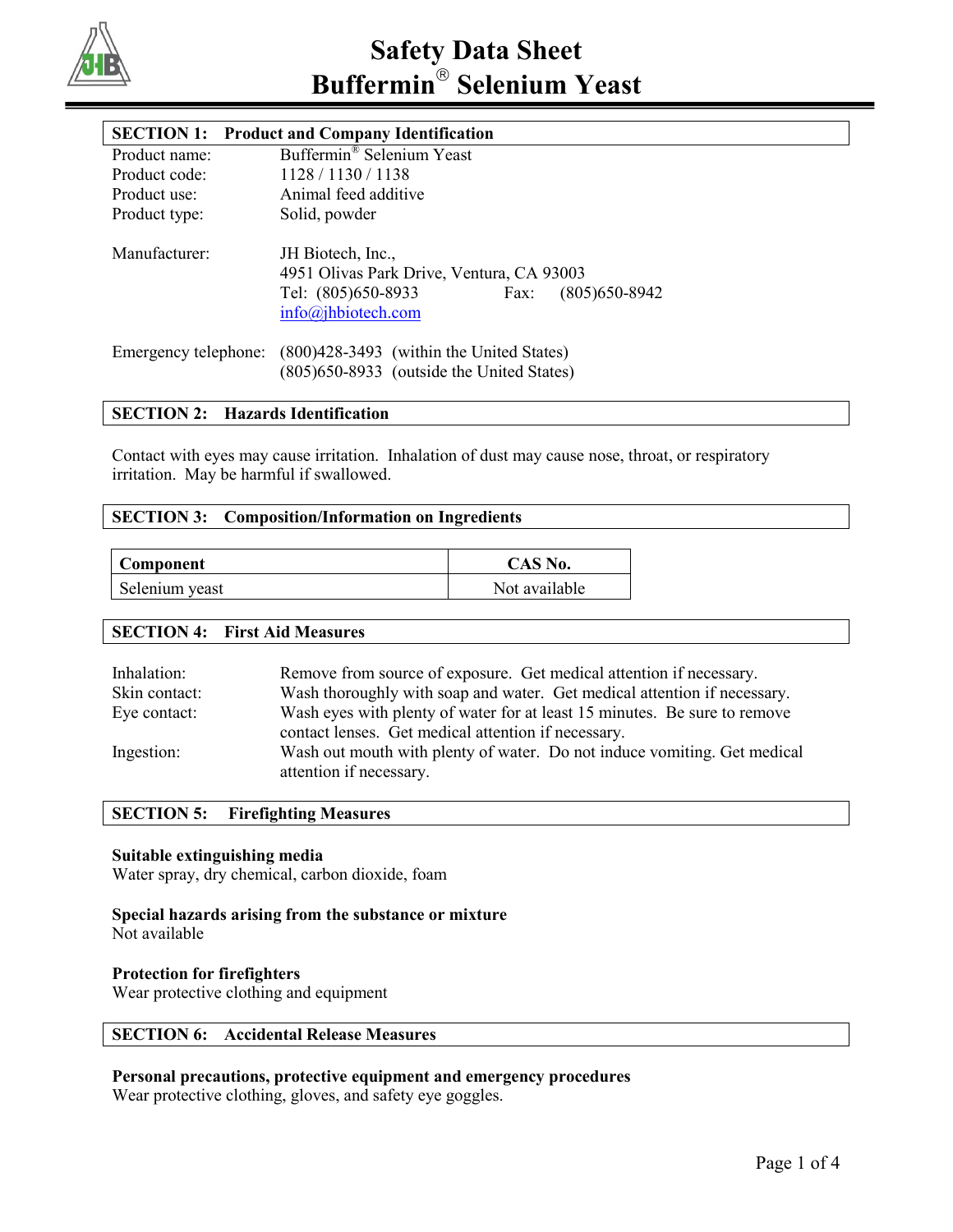# Safety Data Sheet
# Buffermin® Selenium Yeast

## SECTION 1: Product and Company Identification

Product name: Buffermin® Selenium Yeast
Product code: 1128 / 1130 / 1138
Product use: Animal feed additive
Product type: Solid, powder

Manufacturer: JH Biotech, Inc.,
4951 Olivas Park Drive, Ventura, CA 93003
Tel: (805)650-8933 Fax: (805)650-8942
info@jhbiotech.com

Emergency telephone: (800)428-3493 (within the United States)
(805)650-8933 (outside the United States)

## SECTION 2: Hazards Identification

Contact with eyes may cause irritation. Inhalation of dust may cause nose, throat, or respiratory irritation. May be harmful if swallowed.

## SECTION 3: Composition/Information on Ingredients

| Component | CAS No. |
|---|---|
| Selenium yeast | Not available |

## SECTION 4: First Aid Measures

Inhalation: Remove from source of exposure. Get medical attention if necessary.
Skin contact: Wash thoroughly with soap and water. Get medical attention if necessary.
Eye contact: Wash eyes with plenty of water for at least 15 minutes. Be sure to remove contact lenses. Get medical attention if necessary.
Ingestion: Wash out mouth with plenty of water. Do not induce vomiting. Get medical attention if necessary.

## SECTION 5: Firefighting Measures

**Suitable extinguishing media**
Water spray, dry chemical, carbon dioxide, foam

**Special hazards arising from the substance or mixture**
Not available

**Protection for firefighters**
Wear protective clothing and equipment

## SECTION 6: Accidental Release Measures

**Personal precautions, protective equipment and emergency procedures**
Wear protective clothing, gloves, and safety eye goggles.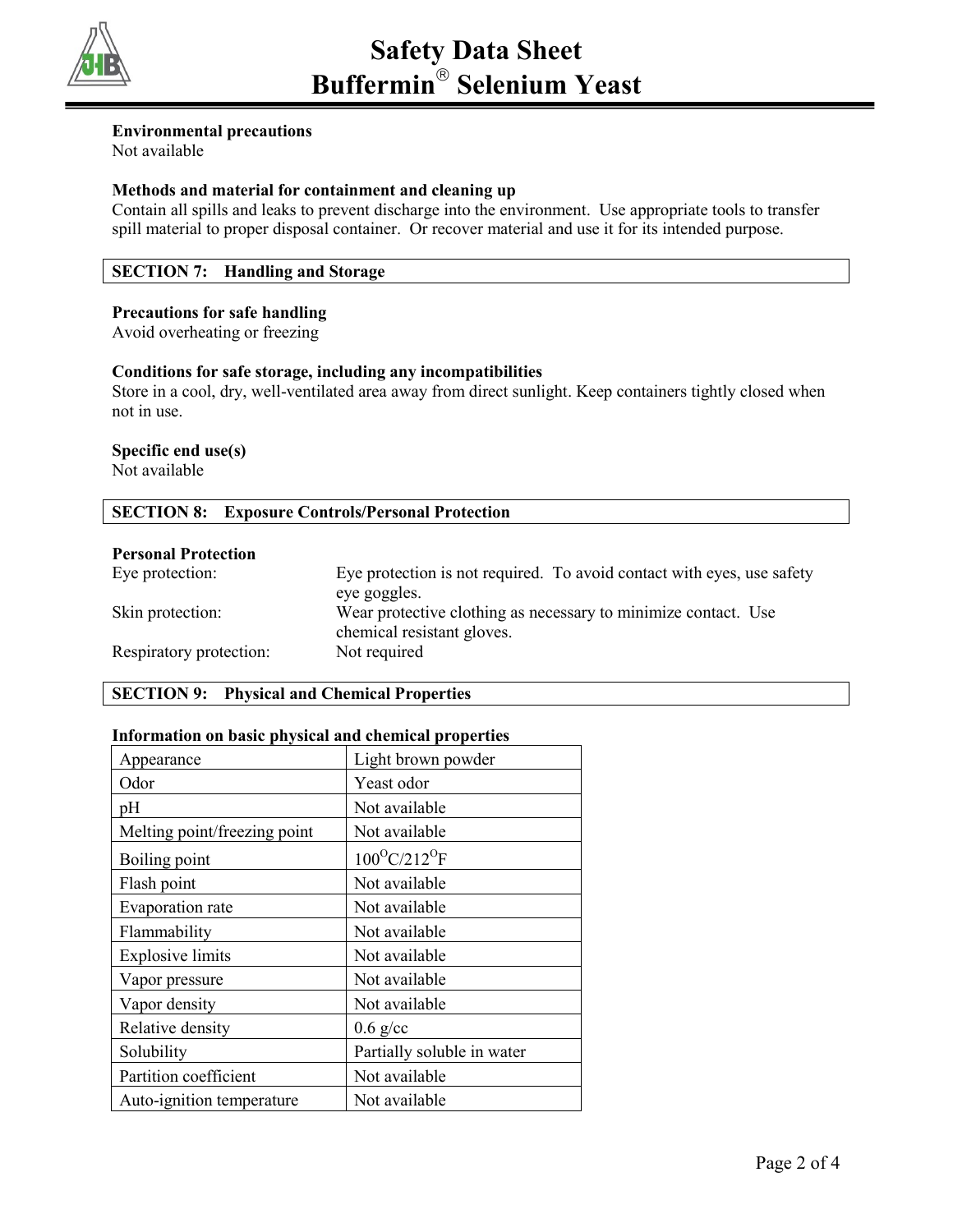**Environmental precautions**
Not available

**Methods and material for containment and cleaning up**
Contain all spills and leaks to prevent discharge into the environment. Use appropriate tools to transfer spill material to proper disposal container. Or recover material and use it for its intended purpose.

## SECTION 7: Handling and Storage

**Precautions for safe handling**
Avoid overheating or freezing

**Conditions for safe storage, including any incompatibilities**
Store in a cool, dry, well-ventilated area away from direct sunlight. Keep containers tightly closed when not in use.

**Specific end use(s)**
Not available

## SECTION 8: Exposure Controls/Personal Protection

**Personal Protection**

Eye protection: Eye protection is not required. To avoid contact with eyes, use safety eye goggles.

Skin protection: Wear protective clothing as necessary to minimize contact. Use chemical resistant gloves.

Respiratory protection: Not required

## SECTION 9: Physical and Chemical Properties

**Information on basic physical and chemical properties**

| Property | Value |
|---|---|
| Appearance | Light brown powder |
| Odor | Yeast odor |
| pH | Not available |
| Melting point/freezing point | Not available |
| Boiling point | $100^{O}C/212^{O}F$ |
| Flash point | Not available |
| Evaporation rate | Not available |
| Flammability | Not available |
| Explosive limits | Not available |
| Vapor pressure | Not available |
| Vapor density | Not available |
| Relative density | 0.6 g/cc |
| Solubility | Partially soluble in water |
| Partition coefficient | Not available |
| Auto-ignition temperature | Not available |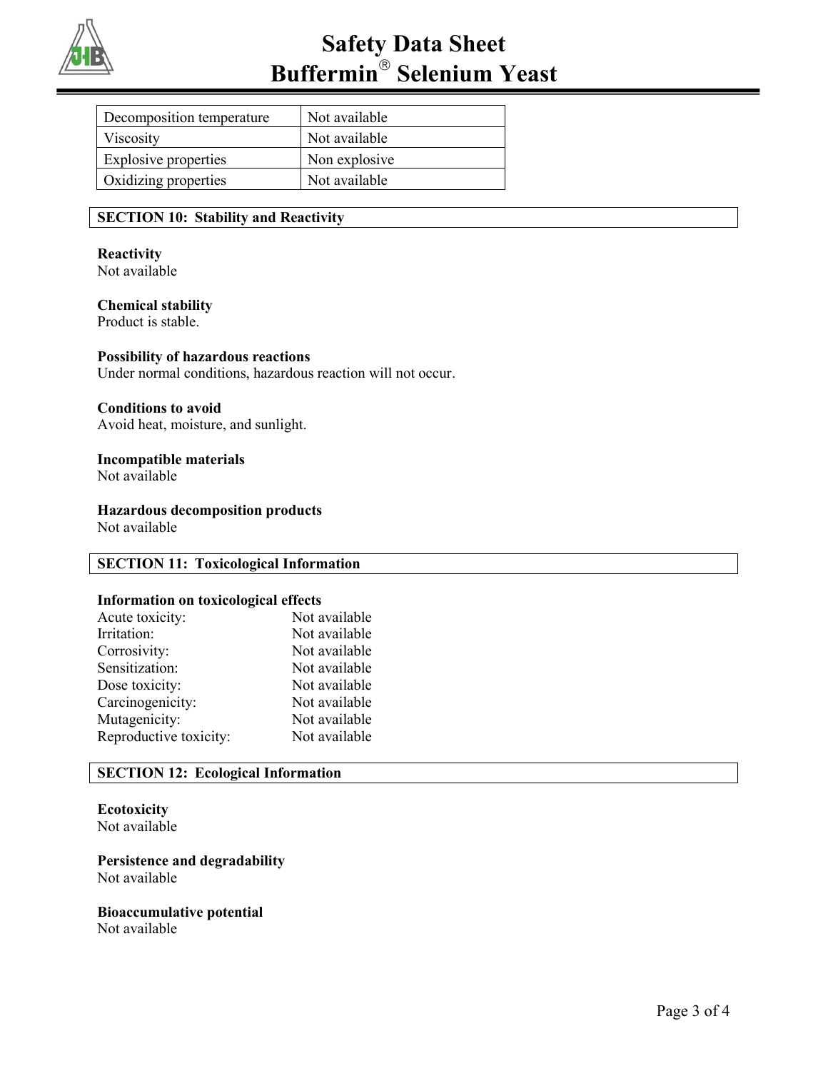| Decomposition temperature | Not available |
|---|---|
| Viscosity | Not available |
| Explosive properties | Non explosive |
| Oxidizing properties | Not available |

## SECTION 10: Stability and Reactivity

**Reactivity**
Not available

**Chemical stability**
Product is stable.

**Possibility of hazardous reactions**
Under normal conditions, hazardous reaction will not occur.

**Conditions to avoid**
Avoid heat, moisture, and sunlight.

**Incompatible materials**
Not available

**Hazardous decomposition products**
Not available

## SECTION 11: Toxicological Information

**Information on toxicological effects**

| | |
|---|---|
| Acute toxicity: | Not available |
| Irritation: | Not available |
| Corrosivity: | Not available |
| Sensitization: | Not available |
| Dose toxicity: | Not available |
| Carcinogenicity: | Not available |
| Mutagenicity: | Not available |
| Reproductive toxicity: | Not available |

## SECTION 12: Ecological Information

**Ecotoxicity**
Not available

**Persistence and degradability**
Not available

**Bioaccumulative potential**
Not available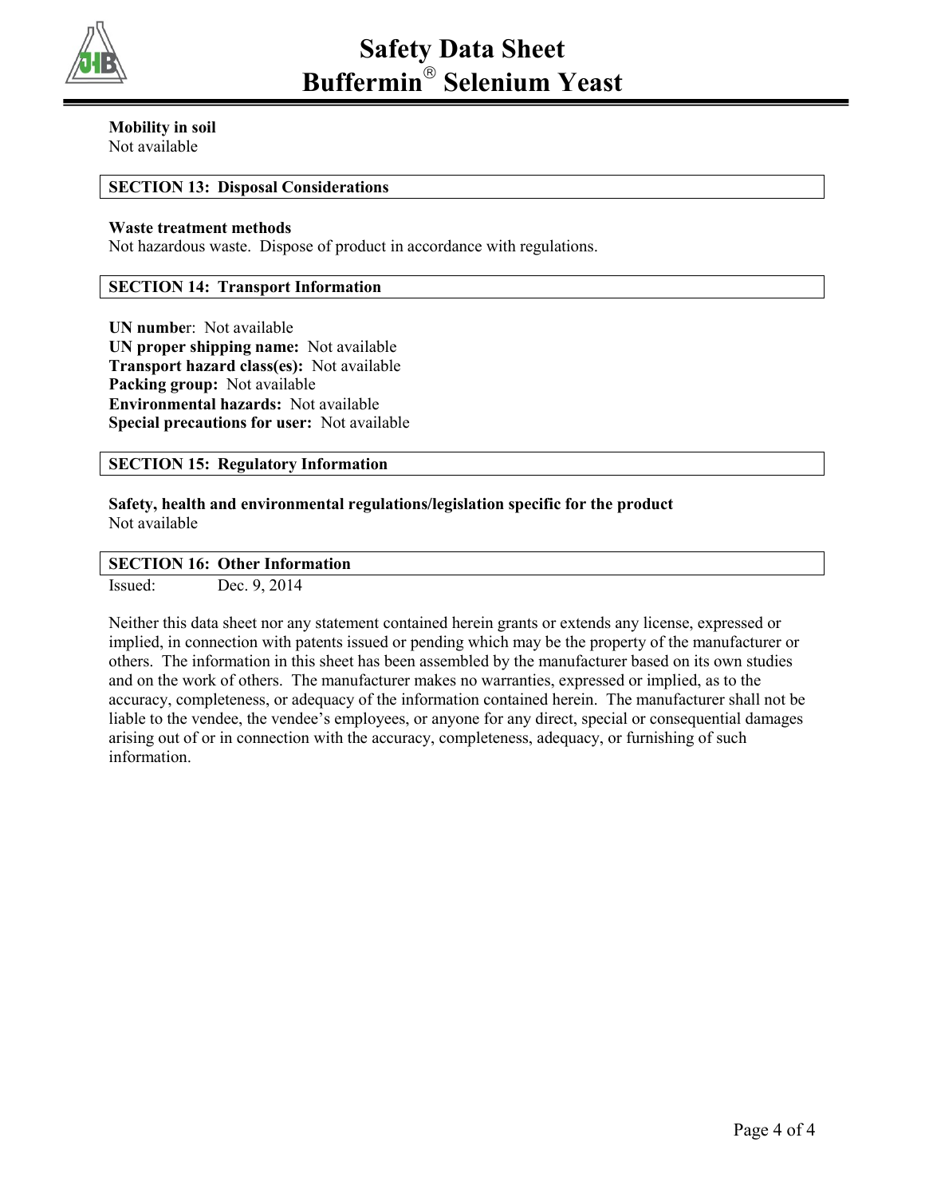**Mobility in soil**
Not available

## SECTION 13: Disposal Considerations

**Waste treatment methods**
Not hazardous waste. Dispose of product in accordance with regulations.

## SECTION 14: Transport Information

**UN number**: Not available
**UN proper shipping name:** Not available
**Transport hazard class(es):** Not available
**Packing group:** Not available
**Environmental hazards:** Not available
**Special precautions for user:** Not available

## SECTION 15: Regulatory Information

**Safety, health and environmental regulations/legislation specific for the product**
Not available

## SECTION 16: Other Information

Issued: Dec. 9, 2014

Neither this data sheet nor any statement contained herein grants or extends any license, expressed or implied, in connection with patents issued or pending which may be the property of the manufacturer or others. The information in this sheet has been assembled by the manufacturer based on its own studies and on the work of others. The manufacturer makes no warranties, expressed or implied, as to the accuracy, completeness, or adequacy of the information contained herein. The manufacturer shall not be liable to the vendee, the vendee's employees, or anyone for any direct, special or consequential damages arising out of or in connection with the accuracy, completeness, adequacy, or furnishing of such information.